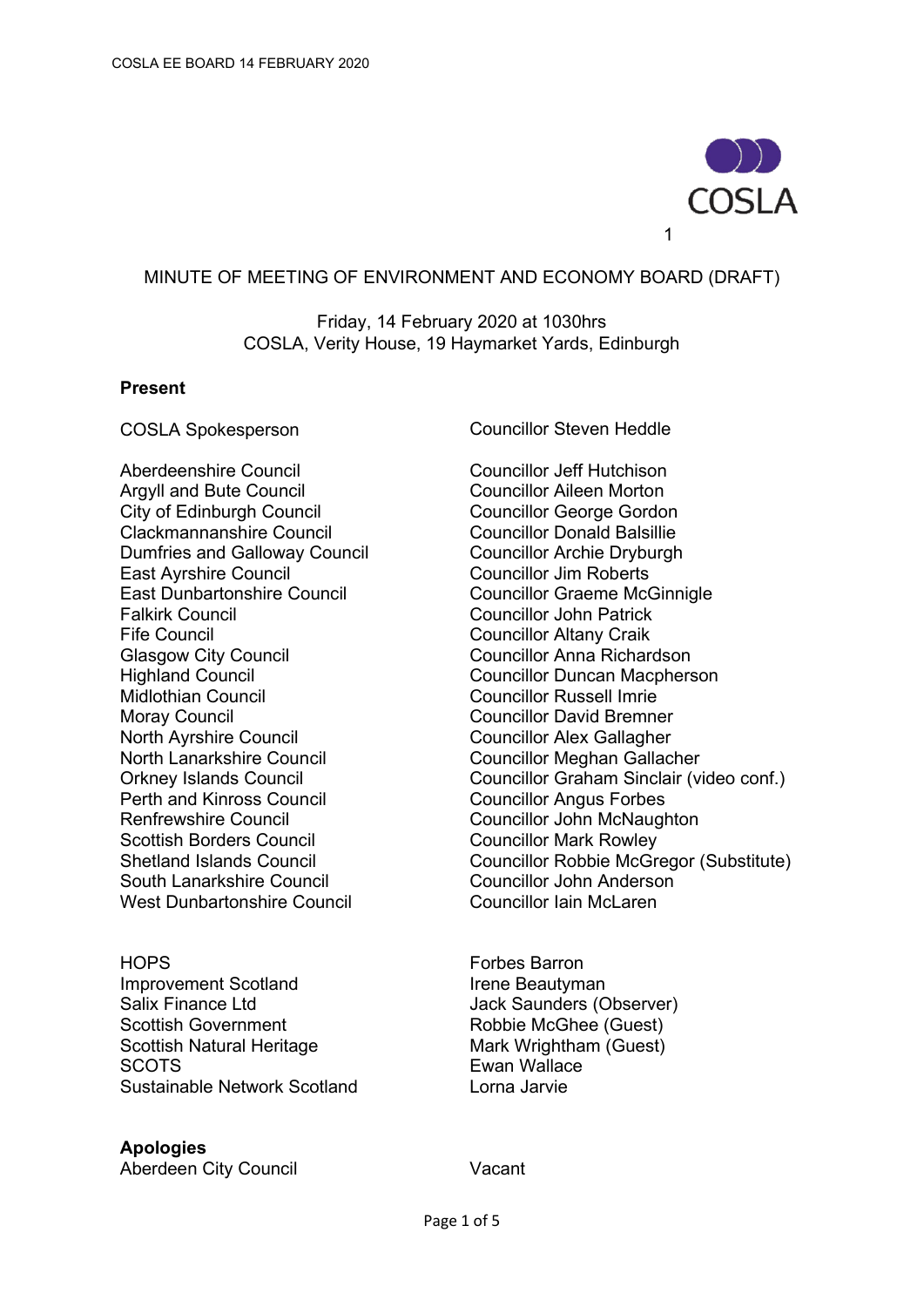1

# MINUTE OF MEETING OF ENVIRONMENT AND ECONOMY BOARD (DRAFT)

Friday, 14 February 2020 at 1030hrs
COSLA, Verity House, 19 Haymarket Yards, Edinburgh

**Present**

| | |
|---|---|
| COSLA Spokesperson | Councillor Steven Heddle |
| Aberdeenshire Council | Councillor Jeff Hutchison |
| Argyll and Bute Council | Councillor Aileen Morton |
| City of Edinburgh Council | Councillor George Gordon |
| Clackmannanshire Council | Councillor Donald Balsillie |
| Dumfries and Galloway Council | Councillor Archie Dryburgh |
| East Ayrshire Council | Councillor Jim Roberts |
| East Dunbartonshire Council | Councillor Graeme McGinnigle |
| Falkirk Council | Councillor John Patrick |
| Fife Council | Councillor Altany Craik |
| Glasgow City Council | Councillor Anna Richardson |
| Highland Council | Councillor Duncan Macpherson |
| Midlothian Council | Councillor Russell Imrie |
| Moray Council | Councillor David Bremner |
| North Ayrshire Council | Councillor Alex Gallagher |
| North Lanarkshire Council | Councillor Meghan Gallacher |
| Orkney Islands Council | Councillor Graham Sinclair (video conf.) |
| Perth and Kinross Council | Councillor Angus Forbes |
| Renfrewshire Council | Councillor John McNaughton |
| Scottish Borders Council | Councillor Mark Rowley |
| Shetland Islands Council | Councillor Robbie McGregor (Substitute) |
| South Lanarkshire Council | Councillor John Anderson |
| West Dunbartonshire Council | Councillor Iain McLaren |
| HOPS | Forbes Barron |
| Improvement Scotland | Irene Beautyman |
| Salix Finance Ltd | Jack Saunders (Observer) |
| Scottish Government | Robbie McGhee (Guest) |
| Scottish Natural Heritage | Mark Wrightham (Guest) |
| SCOTS | Ewan Wallace |
| Sustainable Network Scotland | Lorna Jarvie |

**Apologies**

| | |
|---|---|
| Aberdeen City Council | Vacant |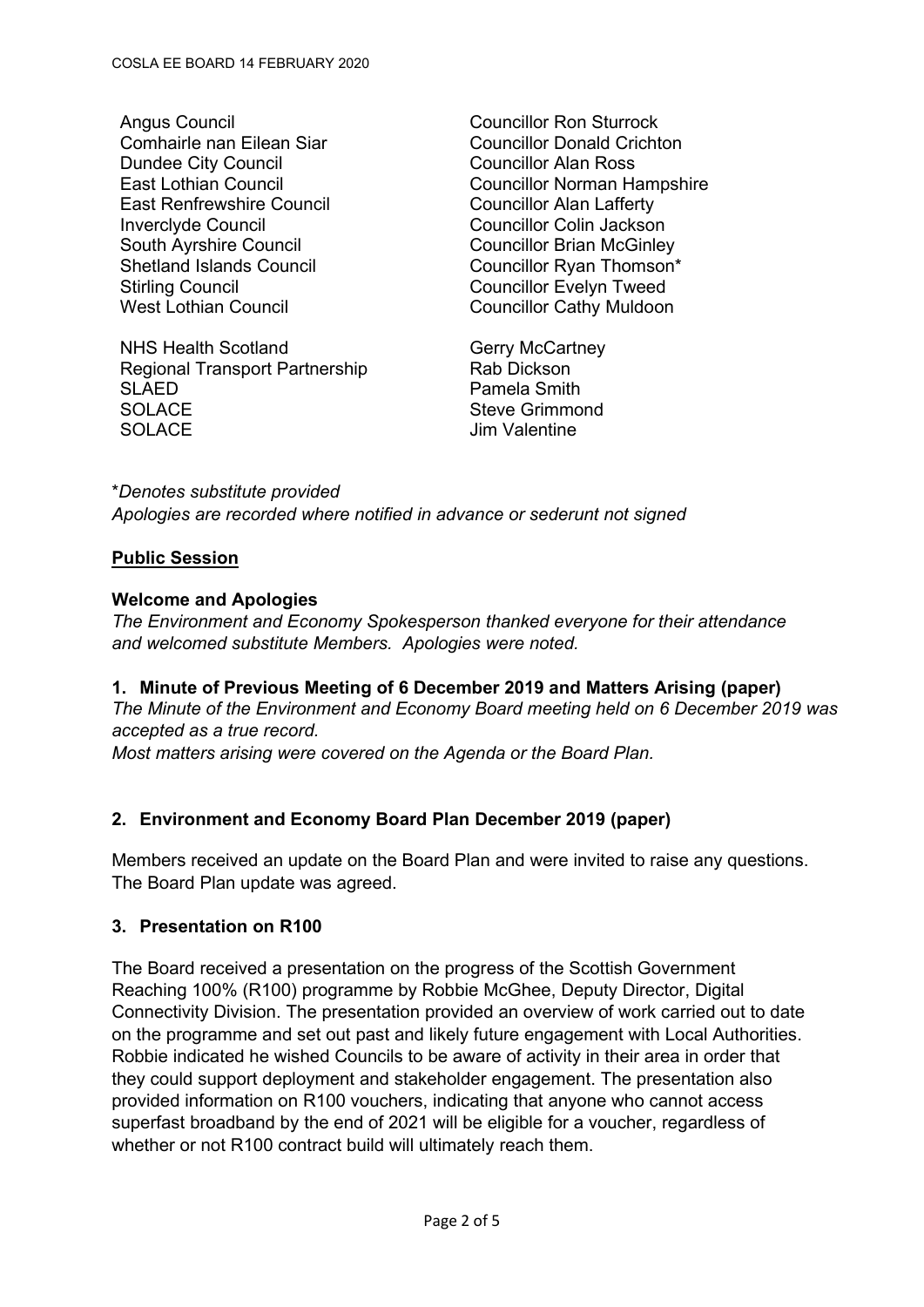| | |
|---|---|
| Angus Council | Councillor Ron Sturrock |
| Comhairle nan Eilean Siar | Councillor Donald Crichton |
| Dundee City Council | Councillor Alan Ross |
| East Lothian Council | Councillor Norman Hampshire |
| East Renfrewshire Council | Councillor Alan Lafferty |
| Inverclyde Council | Councillor Colin Jackson |
| South Ayrshire Council | Councillor Brian McGinley |
| Shetland Islands Council | Councillor Ryan Thomson* |
| Stirling Council | Councillor Evelyn Tweed |
| West Lothian Council | Councillor Cathy Muldoon |
| NHS Health Scotland | Gerry McCartney |
| Regional Transport Partnership | Rab Dickson |
| SLAED | Pamela Smith |
| SOLACE | Steve Grimmond |
| SOLACE | Jim Valentine |

**Denotes substitute provided*
*Apologies are recorded where notified in advance or sederunt not signed*

**Public Session**

**Welcome and Apologies**
*The Environment and Economy Spokesperson thanked everyone for their attendance and welcomed substitute Members. Apologies were noted.*

**1. Minute of Previous Meeting of 6 December 2019 and Matters Arising (paper)**
*The Minute of the Environment and Economy Board meeting held on 6 December 2019 was accepted as a true record.*
*Most matters arising were covered on the Agenda or the Board Plan.*

**2. Environment and Economy Board Plan December 2019 (paper)**

Members received an update on the Board Plan and were invited to raise any questions. The Board Plan update was agreed.

**3. Presentation on R100**

The Board received a presentation on the progress of the Scottish Government Reaching 100% (R100) programme by Robbie McGhee, Deputy Director, Digital Connectivity Division. The presentation provided an overview of work carried out to date on the programme and set out past and likely future engagement with Local Authorities. Robbie indicated he wished Councils to be aware of activity in their area in order that they could support deployment and stakeholder engagement. The presentation also provided information on R100 vouchers, indicating that anyone who cannot access superfast broadband by the end of 2021 will be eligible for a voucher, regardless of whether or not R100 contract build will ultimately reach them.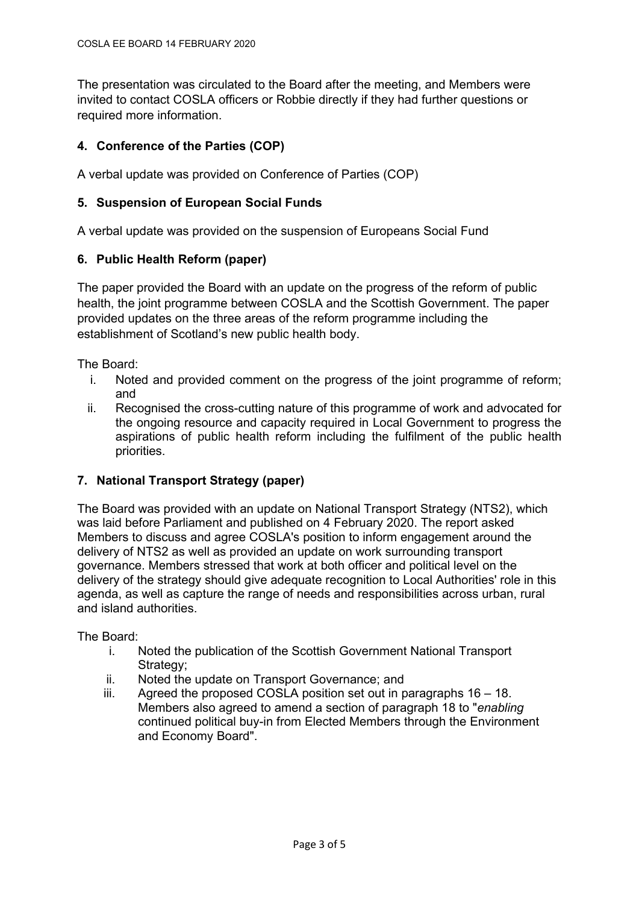The presentation was circulated to the Board after the meeting, and Members were invited to contact COSLA officers or Robbie directly if they had further questions or required more information.

### 4. Conference of the Parties (COP)

A verbal update was provided on Conference of Parties (COP)

### 5. Suspension of European Social Funds

A verbal update was provided on the suspension of Europeans Social Fund

### 6. Public Health Reform (paper)

The paper provided the Board with an update on the progress of the reform of public health, the joint programme between COSLA and the Scottish Government. The paper provided updates on the three areas of the reform programme including the establishment of Scotland's new public health body.

The Board:

i. Noted and provided comment on the progress of the joint programme of reform; and
ii. Recognised the cross-cutting nature of this programme of work and advocated for the ongoing resource and capacity required in Local Government to progress the aspirations of public health reform including the fulfilment of the public health priorities.

### 7. National Transport Strategy (paper)

The Board was provided with an update on National Transport Strategy (NTS2), which was laid before Parliament and published on 4 February 2020. The report asked Members to discuss and agree COSLA's position to inform engagement around the delivery of NTS2 as well as provided an update on work surrounding transport governance. Members stressed that work at both officer and political level on the delivery of the strategy should give adequate recognition to Local Authorities' role in this agenda, as well as capture the range of needs and responsibilities across urban, rural and island authorities.

The Board:

i. Noted the publication of the Scottish Government National Transport Strategy;
ii. Noted the update on Transport Governance; and
iii. Agreed the proposed COSLA position set out in paragraphs 16 – 18. Members also agreed to amend a section of paragraph 18 to "*enabling* continued political buy-in from Elected Members through the Environment and Economy Board".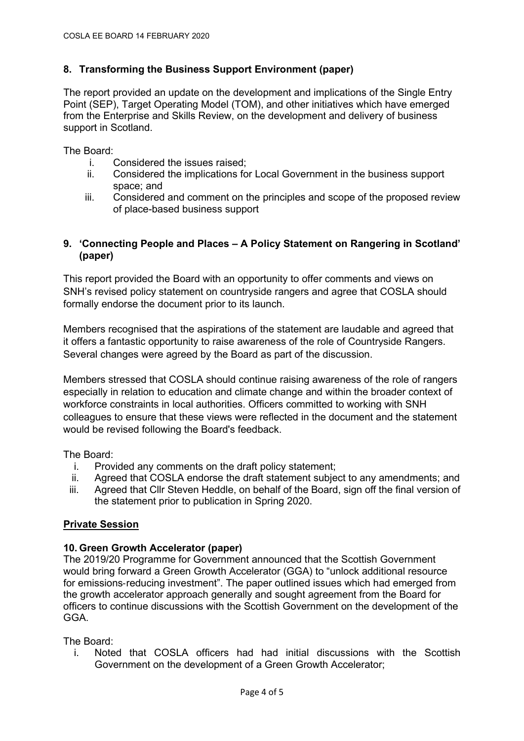## 8. Transforming the Business Support Environment (paper)

The report provided an update on the development and implications of the Single Entry Point (SEP), Target Operating Model (TOM), and other initiatives which have emerged from the Enterprise and Skills Review, on the development and delivery of business support in Scotland.

The Board:

1. Considered the issues raised;
2. Considered the implications for Local Government in the business support space; and
3. Considered and comment on the principles and scope of the proposed review of place-based business support

## 9. 'Connecting People and Places – A Policy Statement on Rangering in Scotland' (paper)

This report provided the Board with an opportunity to offer comments and views on SNH's revised policy statement on countryside rangers and agree that COSLA should formally endorse the document prior to its launch.

Members recognised that the aspirations of the statement are laudable and agreed that it offers a fantastic opportunity to raise awareness of the role of Countryside Rangers. Several changes were agreed by the Board as part of the discussion.

Members stressed that COSLA should continue raising awareness of the role of rangers especially in relation to education and climate change and within the broader context of workforce constraints in local authorities. Officers committed to working with SNH colleagues to ensure that these views were reflected in the document and the statement would be revised following the Board's feedback.

The Board:

1. Provided any comments on the draft policy statement;
2. Agreed that COSLA endorse the draft statement subject to any amendments; and
3. Agreed that Cllr Steven Heddle, on behalf of the Board, sign off the final version of the statement prior to publication in Spring 2020.

## Private Session

### 10. Green Growth Accelerator (paper)

The 2019/20 Programme for Government announced that the Scottish Government would bring forward a Green Growth Accelerator (GGA) to "unlock additional resource for emissions-reducing investment". The paper outlined issues which had emerged from the growth accelerator approach generally and sought agreement from the Board for officers to continue discussions with the Scottish Government on the development of the GGA.

The Board:

1. Noted that COSLA officers had had initial discussions with the Scottish Government on the development of a Green Growth Accelerator;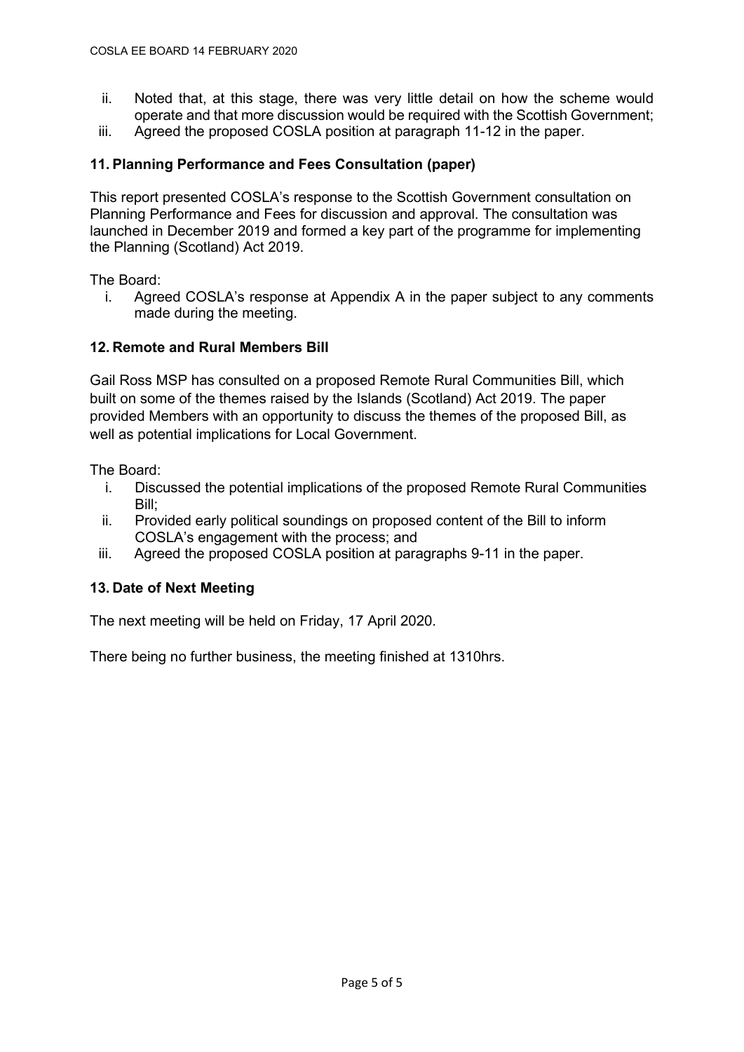ii. Noted that, at this stage, there was very little detail on how the scheme would operate and that more discussion would be required with the Scottish Government;
iii. Agreed the proposed COSLA position at paragraph 11-12 in the paper.

## 11. Planning Performance and Fees Consultation (paper)

This report presented COSLA's response to the Scottish Government consultation on Planning Performance and Fees for discussion and approval. The consultation was launched in December 2019 and formed a key part of the programme for implementing the Planning (Scotland) Act 2019.

The Board:

i. Agreed COSLA's response at Appendix A in the paper subject to any comments made during the meeting.

## 12. Remote and Rural Members Bill

Gail Ross MSP has consulted on a proposed Remote Rural Communities Bill, which built on some of the themes raised by the Islands (Scotland) Act 2019. The paper provided Members with an opportunity to discuss the themes of the proposed Bill, as well as potential implications for Local Government.

The Board:

i. Discussed the potential implications of the proposed Remote Rural Communities Bill;
ii. Provided early political soundings on proposed content of the Bill to inform COSLA's engagement with the process; and
iii. Agreed the proposed COSLA position at paragraphs 9-11 in the paper.

## 13. Date of Next Meeting

The next meeting will be held on Friday, 17 April 2020.

There being no further business, the meeting finished at 1310hrs.